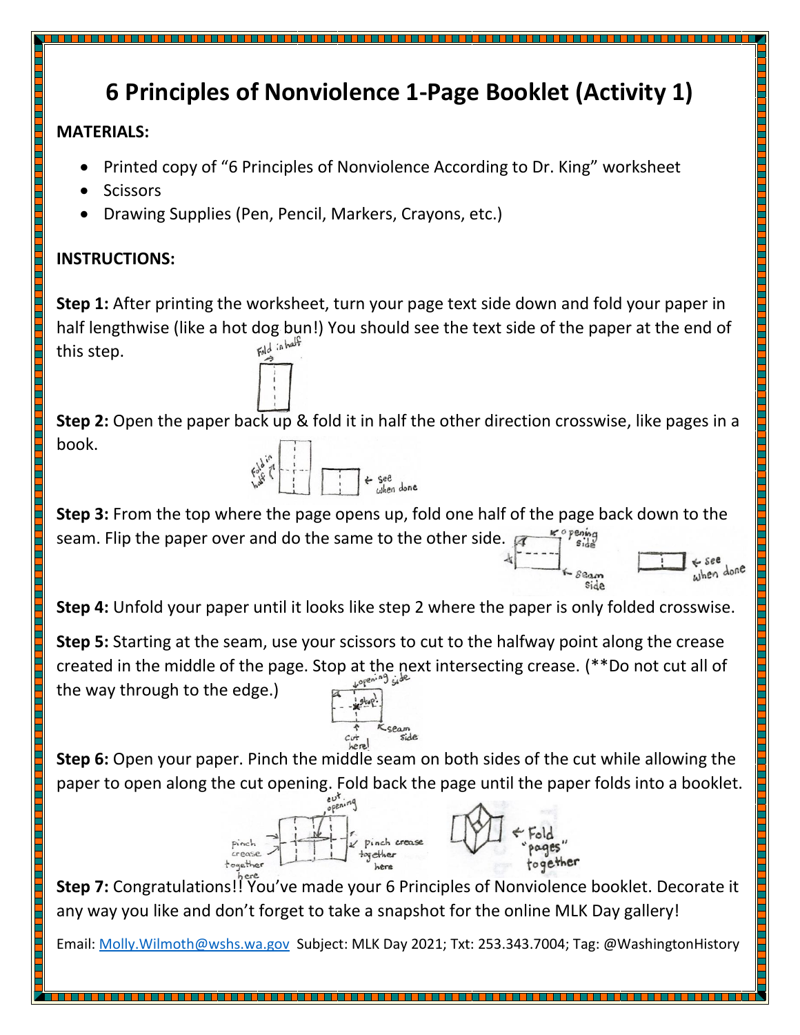# 6 Principles of Nonviolence 1-Page Booklet (Activity 1)

**MATERIALS:**

- Printed copy of "6 Principles of Nonviolence According to Dr. King" worksheet
- Scissors
- Drawing Supplies (Pen, Pencil, Markers, Crayons, etc.)

**INSTRUCTIONS:**

**Step 1:** After printing the worksheet, turn your page text side down and fold your paper in half lengthwise (like a hot dog bun!) You should see the text side of the paper at the end of this step.

**Step 2:** Open the paper back up & fold it in half the other direction crosswise, like pages in a book.

**Step 3:** From the top where the page opens up, fold one half of the page back down to the seam. Flip the paper over and do the same to the other side.

**Step 4:** Unfold your paper until it looks like step 2 where the paper is only folded crosswise.

**Step 5:** Starting at the seam, use your scissors to cut to the halfway point along the crease created in the middle of the page. Stop at the next intersecting crease. (**Do not cut all of the way through to the edge.)

**Step 6:** Open your paper. Pinch the middle seam on both sides of the cut while allowing the paper to open along the cut opening. Fold back the page until the paper folds into a booklet.

**Step 7:** Congratulations!! You've made your 6 Principles of Nonviolence booklet. Decorate it any way you like and don't forget to take a snapshot for the online MLK Day gallery!

Email: Molly.Wilmoth@wshs.wa.gov Subject: MLK Day 2021; Txt: 253.343.7004; Tag: @WashingtonHistory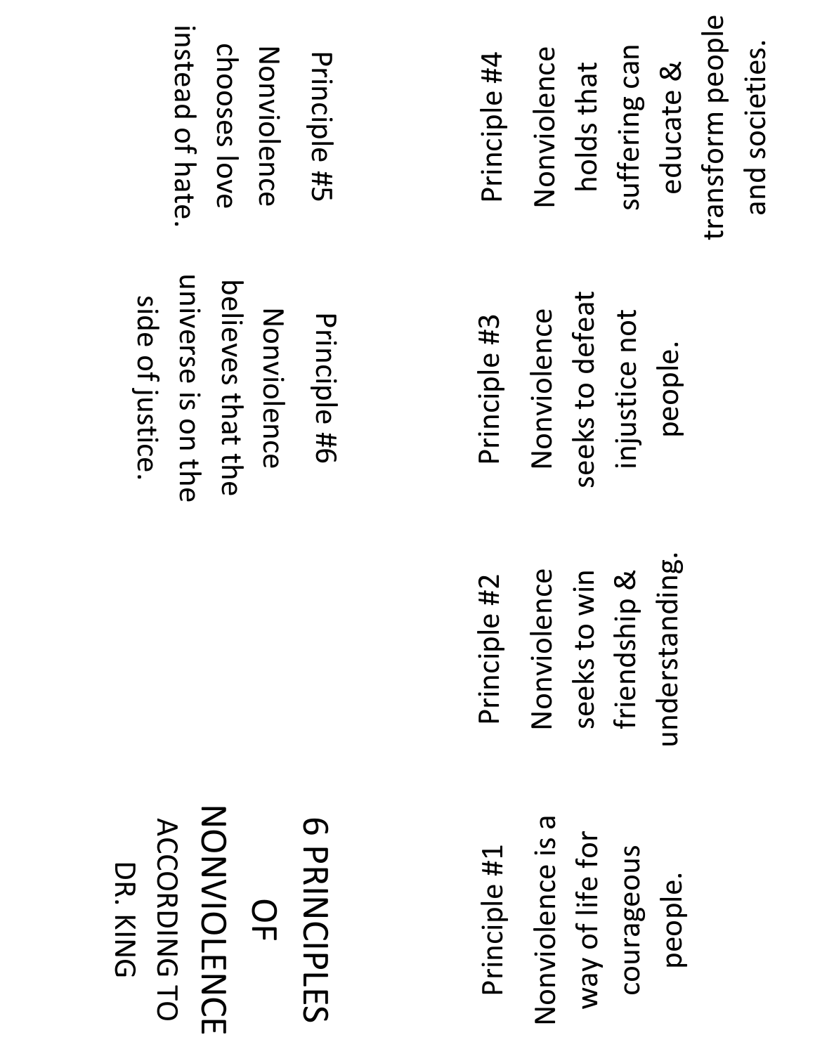# 6 PRINCIPLES OF NONVIOLENCE ACCORDING TO DR. KING

**Principle #1**

Nonviolence is a way of life for courageous people.

**Principle #2**

Nonviolence seeks to win friendship & understanding.

**Principle #3**

Nonviolence seeks to defeat injustice not people.

**Principle #4**

Nonviolence holds that suffering can educate & transform people and societies.

**Principle #5**

Nonviolence chooses love instead of hate.

**Principle #6**

Nonviolence believes that the universe is on the side of justice.